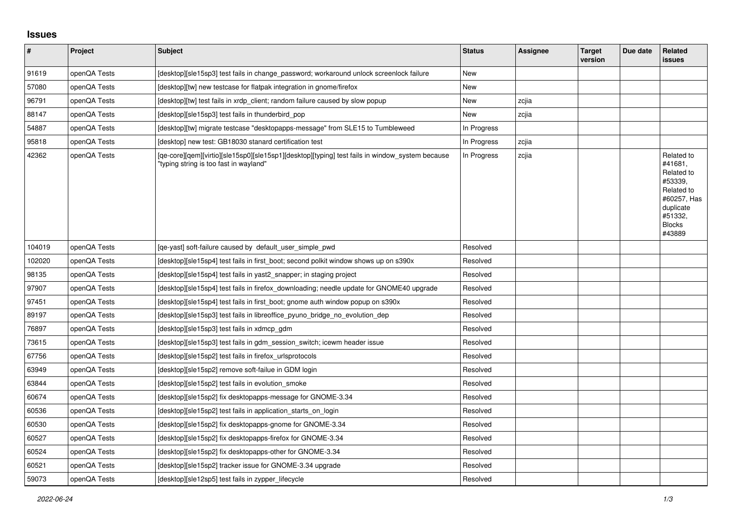# Issues

| # | Project | Subject | Status | Assignee | Target version | Due date | Related issues |
|---|---|---|---|---|---|---|---|
| 91619 | openQA Tests | [desktop][sle15sp3] test fails in change_password; workaround unlock screenlock failure | New | | | | |
| 57080 | openQA Tests | [desktop][tw] new testcase for flatpak integration in gnome/firefox | New | | | | |
| 96791 | openQA Tests | [desktop][tw] test fails in xrdp_client; random failure caused by slow popup | New | zcjia | | | |
| 88147 | openQA Tests | [desktop][sle15sp3] test fails in thunderbird_pop | New | zcjia | | | |
| 54887 | openQA Tests | [desktop][tw] migrate testcase "desktopapps-message" from SLE15 to Tumbleweed | In Progress | | | | |
| 95818 | openQA Tests | [desktop] new test: GB18030 stanard certification test | In Progress | zcjia | | | |
| 42362 | openQA Tests | [qe-core][qem][virtio][sle15sp0][sle15sp1][desktop][typing] test fails in window_system because "typing string is too fast in wayland" | In Progress | zcjia | | | Related to #41681, Related to #53339, Related to #60257, Has duplicate #51332, Blocks #43889 |
| 104019 | openQA Tests | [qe-yast] soft-failure caused by default_user_simple_pwd | Resolved | | | | |
| 102020 | openQA Tests | [desktop][sle15sp4] test fails in first_boot; second polkit window shows up on s390x | Resolved | | | | |
| 98135 | openQA Tests | [desktop][sle15sp4] test fails in yast2_snapper; in staging project | Resolved | | | | |
| 97907 | openQA Tests | [desktop][sle15sp4] test fails in firefox_downloading; needle update for GNOME40 upgrade | Resolved | | | | |
| 97451 | openQA Tests | [desktop][sle15sp4] test fails in first_boot; gnome auth window popup on s390x | Resolved | | | | |
| 89197 | openQA Tests | [desktop][sle15sp3] test fails in libreoffice_pyuno_bridge_no_evolution_dep | Resolved | | | | |
| 76897 | openQA Tests | [desktop][sle15sp3] test fails in xdmcp_gdm | Resolved | | | | |
| 73615 | openQA Tests | [desktop][sle15sp3] test fails in gdm_session_switch; icewm header issue | Resolved | | | | |
| 67756 | openQA Tests | [desktop][sle15sp2] test fails in firefox_urlsprotocols | Resolved | | | | |
| 63949 | openQA Tests | [desktop][sle15sp2] remove soft-failue in GDM login | Resolved | | | | |
| 63844 | openQA Tests | [desktop][sle15sp2] test fails in evolution_smoke | Resolved | | | | |
| 60674 | openQA Tests | [desktop][sle15sp2] fix desktopapps-message for GNOME-3.34 | Resolved | | | | |
| 60536 | openQA Tests | [desktop][sle15sp2] test fails in application_starts_on_login | Resolved | | | | |
| 60530 | openQA Tests | [desktop][sle15sp2] fix desktopapps-gnome for GNOME-3.34 | Resolved | | | | |
| 60527 | openQA Tests | [desktop][sle15sp2] fix desktopapps-firefox for GNOME-3.34 | Resolved | | | | |
| 60524 | openQA Tests | [desktop][sle15sp2] fix desktopapps-other for GNOME-3.34 | Resolved | | | | |
| 60521 | openQA Tests | [desktop][sle15sp2] tracker issue for GNOME-3.34 upgrade | Resolved | | | | |
| 59073 | openQA Tests | [desktop][sle12sp5] test fails in zypper_lifecycle | Resolved | | | | |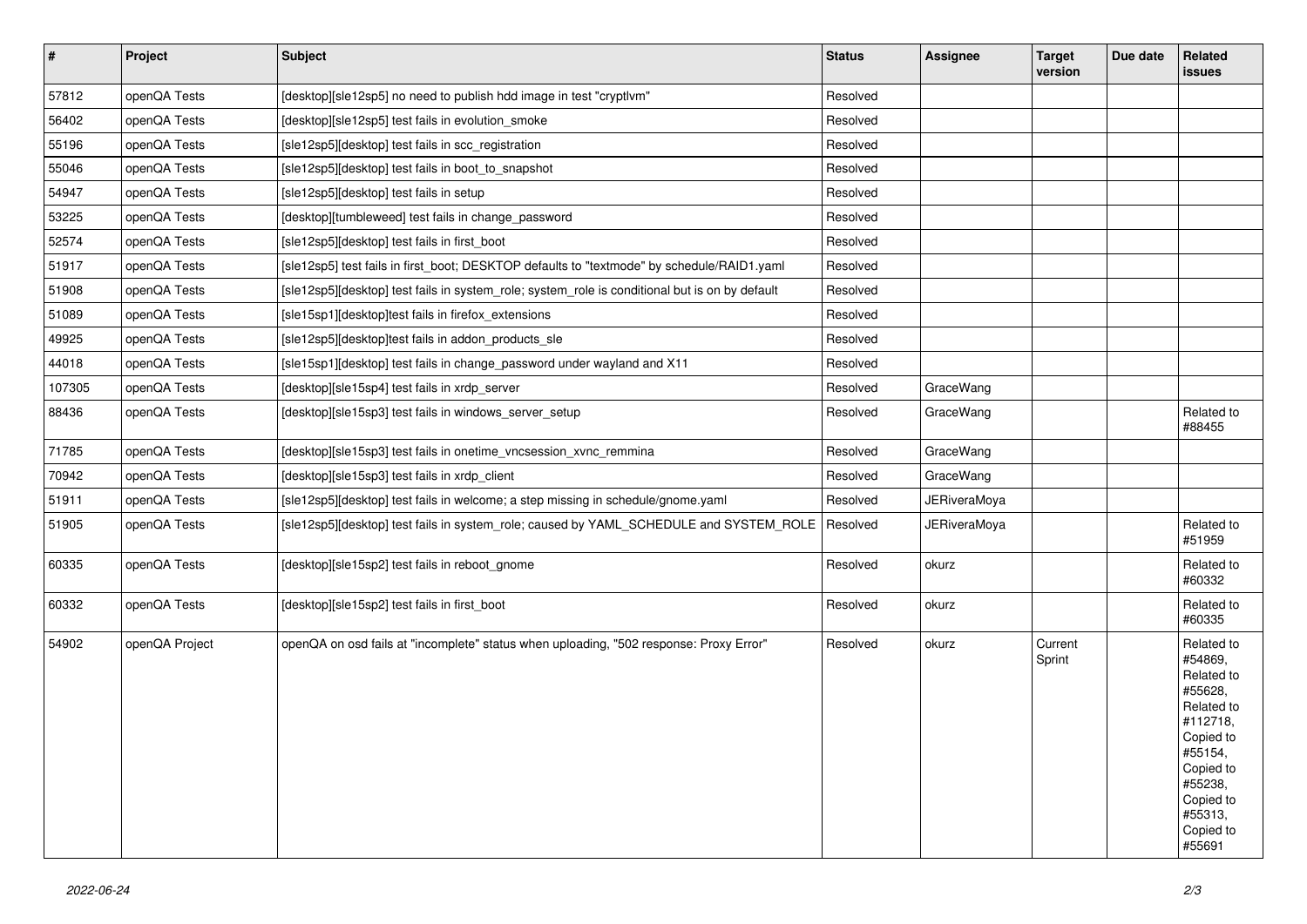| # | Project | Subject | Status | Assignee | Target version | Due date | Related issues |
|---|---|---|---|---|---|---|---|
| 57812 | openQA Tests | [desktop][sle12sp5] no need to publish hdd image in test "cryptlvm" | Resolved | | | | |
| 56402 | openQA Tests | [desktop][sle12sp5] test fails in evolution_smoke | Resolved | | | | |
| 55196 | openQA Tests | [sle12sp5][desktop] test fails in scc_registration | Resolved | | | | |
| 55046 | openQA Tests | [sle12sp5][desktop] test fails in boot_to_snapshot | Resolved | | | | |
| 54947 | openQA Tests | [sle12sp5][desktop] test fails in setup | Resolved | | | | |
| 53225 | openQA Tests | [desktop][tumbleweed] test fails in change_password | Resolved | | | | |
| 52574 | openQA Tests | [sle12sp5][desktop] test fails in first_boot | Resolved | | | | |
| 51917 | openQA Tests | [sle12sp5] test fails in first_boot; DESKTOP defaults to "textmode" by schedule/RAID1.yaml | Resolved | | | | |
| 51908 | openQA Tests | [sle12sp5][desktop] test fails in system_role; system_role is conditional but is on by default | Resolved | | | | |
| 51089 | openQA Tests | [sle15sp1][desktop]test fails in firefox_extensions | Resolved | | | | |
| 49925 | openQA Tests | [sle12sp5][desktop]test fails in addon_products_sle | Resolved | | | | |
| 44018 | openQA Tests | [sle15sp1][desktop] test fails in change_password under wayland and X11 | Resolved | | | | |
| 107305 | openQA Tests | [desktop][sle15sp4] test fails in xrdp_server | Resolved | GraceWang | | | |
| 88436 | openQA Tests | [desktop][sle15sp3] test fails in windows_server_setup | Resolved | GraceWang | | | Related to #88455 |
| 71785 | openQA Tests | [desktop][sle15sp3] test fails in onetime_vncsession_xvnc_remmina | Resolved | GraceWang | | | |
| 70942 | openQA Tests | [desktop][sle15sp3] test fails in xrdp_client | Resolved | GraceWang | | | |
| 51911 | openQA Tests | [sle12sp5][desktop] test fails in welcome; a step missing in schedule/gnome.yaml | Resolved | JERiveraMoya | | | |
| 51905 | openQA Tests | [sle12sp5][desktop] test fails in system_role; caused by YAML_SCHEDULE and SYSTEM_ROLE | Resolved | JERiveraMoya | | | Related to #51959 |
| 60335 | openQA Tests | [desktop][sle15sp2] test fails in reboot_gnome | Resolved | okurz | | | Related to #60332 |
| 60332 | openQA Tests | [desktop][sle15sp2] test fails in first_boot | Resolved | okurz | | | Related to #60335 |
| 54902 | openQA Project | openQA on osd fails at "incomplete" status when uploading, "502 response: Proxy Error" | Resolved | okurz | Current Sprint | | Related to #54869, Related to #55628, Related to #112718, Copied to #55154, Copied to #55238, Copied to #55313, Copied to #55691 |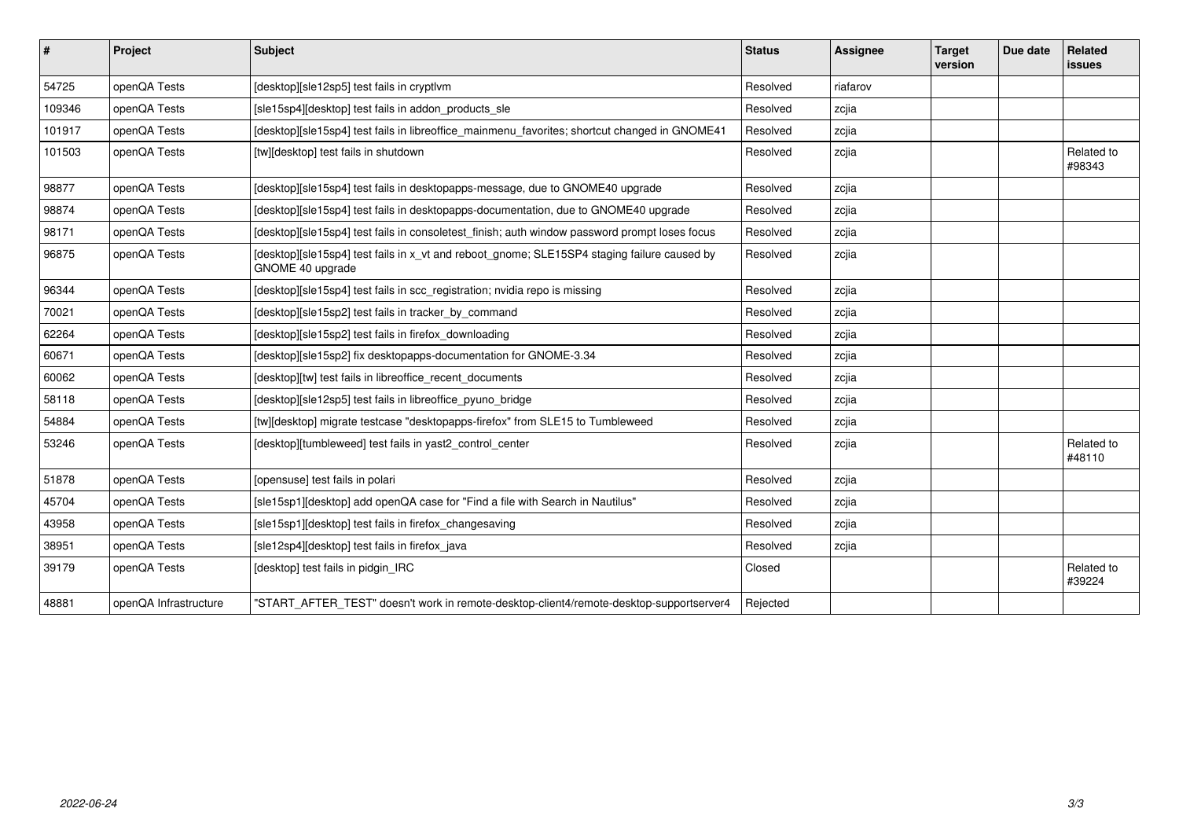| # | Project | Subject | Status | Assignee | Target version | Due date | Related issues |
|---|---|---|---|---|---|---|---|
| 54725 | openQA Tests | [desktop][sle12sp5] test fails in cryptlvm | Resolved | riafarov | | | |
| 109346 | openQA Tests | [sle15sp4][desktop] test fails in addon_products_sle | Resolved | zcjia | | | |
| 101917 | openQA Tests | [desktop][sle15sp4] test fails in libreoffice_mainmenu_favorites; shortcut changed in GNOME41 | Resolved | zcjia | | | |
| 101503 | openQA Tests | [tw][desktop] test fails in shutdown | Resolved | zcjia | | | Related to #98343 |
| 98877 | openQA Tests | [desktop][sle15sp4] test fails in desktopapps-message, due to GNOME40 upgrade | Resolved | zcjia | | | |
| 98874 | openQA Tests | [desktop][sle15sp4] test fails in desktopapps-documentation, due to GNOME40 upgrade | Resolved | zcjia | | | |
| 98171 | openQA Tests | [desktop][sle15sp4] test fails in consoletest_finish; auth window password prompt loses focus | Resolved | zcjia | | | |
| 96875 | openQA Tests | [desktop][sle15sp4] test fails in x_vt and reboot_gnome; SLE15SP4 staging failure caused by GNOME 40 upgrade | Resolved | zcjia | | | |
| 96344 | openQA Tests | [desktop][sle15sp4] test fails in scc_registration; nvidia repo is missing | Resolved | zcjia | | | |
| 70021 | openQA Tests | [desktop][sle15sp2] test fails in tracker_by_command | Resolved | zcjia | | | |
| 62264 | openQA Tests | [desktop][sle15sp2] test fails in firefox_downloading | Resolved | zcjia | | | |
| 60671 | openQA Tests | [desktop][sle15sp2] fix desktopapps-documentation for GNOME-3.34 | Resolved | zcjia | | | |
| 60062 | openQA Tests | [desktop][tw] test fails in libreoffice_recent_documents | Resolved | zcjia | | | |
| 58118 | openQA Tests | [desktop][sle12sp5] test fails in libreoffice_pyuno_bridge | Resolved | zcjia | | | |
| 54884 | openQA Tests | [tw][desktop] migrate testcase "desktopapps-firefox" from SLE15 to Tumbleweed | Resolved | zcjia | | | |
| 53246 | openQA Tests | [desktop][tumbleweed] test fails in yast2_control_center | Resolved | zcjia | | | Related to #48110 |
| 51878 | openQA Tests | [opensuse] test fails in polari | Resolved | zcjia | | | |
| 45704 | openQA Tests | [sle15sp1][desktop] add openQA case for "Find a file with Search in Nautilus" | Resolved | zcjia | | | |
| 43958 | openQA Tests | [sle15sp1][desktop] test fails in firefox_changesaving | Resolved | zcjia | | | |
| 38951 | openQA Tests | [sle12sp4][desktop] test fails in firefox_java | Resolved | zcjia | | | |
| 39179 | openQA Tests | [desktop] test fails in pidgin_IRC | Closed | | | | Related to #39224 |
| 48881 | openQA Infrastructure | "START_AFTER_TEST" doesn't work in remote-desktop-client4/remote-desktop-supportserver4 | Rejected | | | | |